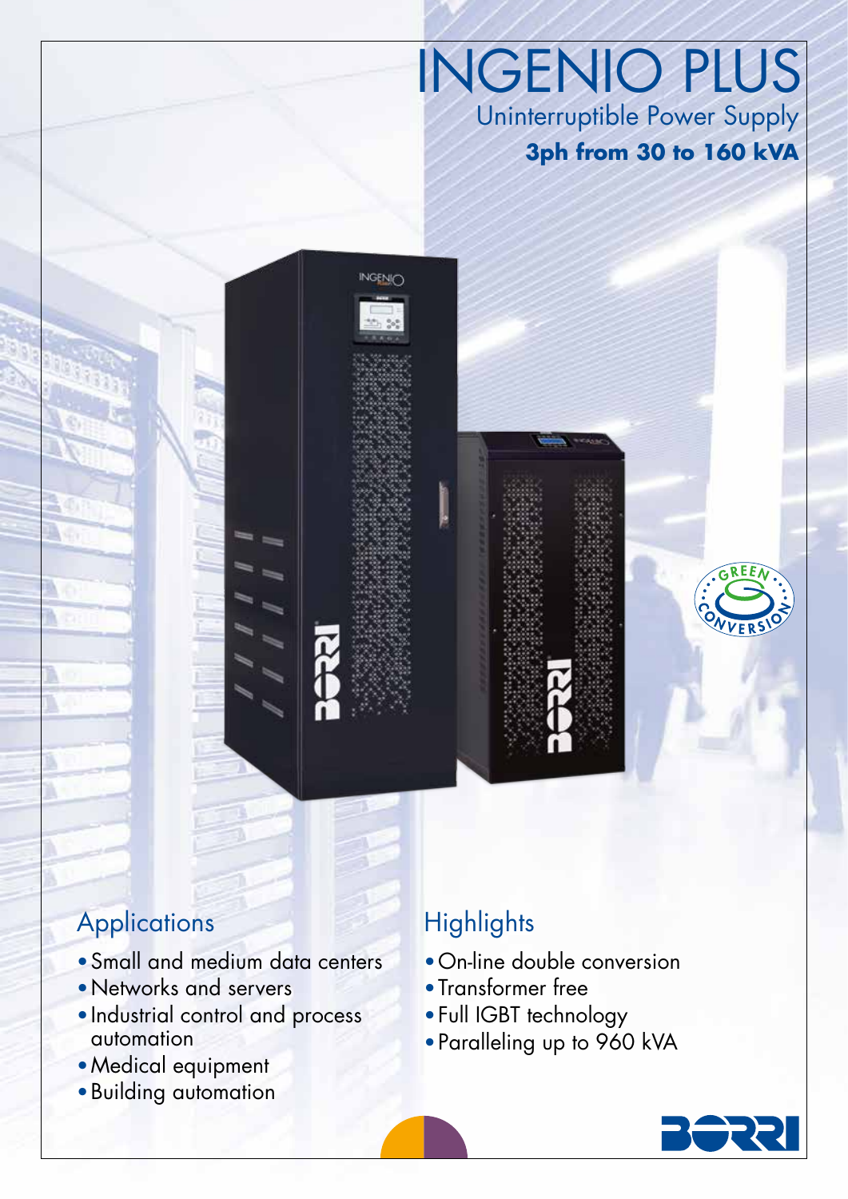# INGENIO PLUS

## Uninterruptible Power Supply

**3ph from 30 to 160 kVA**

## Applications

- Small and medium data centers
- Networks and servers
- Industrial control and process automation
- Medical equipment
- Building automation

## Highlights

- On-line double conversion
- Transformer free
- Full IGBT technology
- Paralleling up to 960 kVA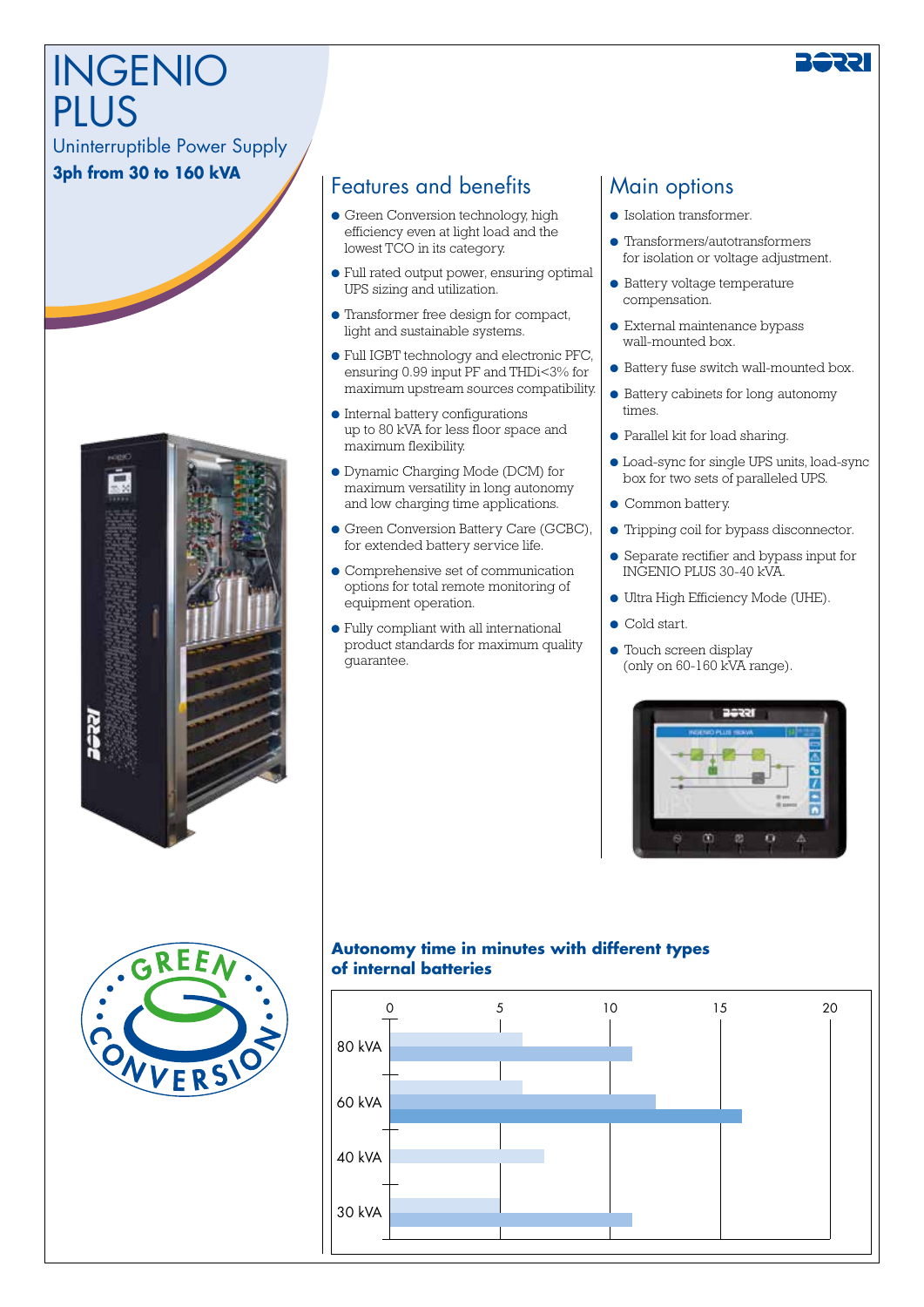# INGENIO PLUS

Uninterruptible Power Supply

**3ph from 30 to 160 kVA**

## Features and benefits

- Green Conversion technology, high efficiency even at light load and the lowest TCO in its category.
- Full rated output power, ensuring optimal UPS sizing and utilization.
- Transformer free design for compact, light and sustainable systems.
- Full IGBT technology and electronic PFC, ensuring 0.99 input PF and THDi<3% for maximum upstream sources compatibility.
- Internal battery configurations up to 80 kVA for less floor space and maximum flexibility.
- Dynamic Charging Mode (DCM) for maximum versatility in long autonomy and low charging time applications.
- Green Conversion Battery Care (GCBC), for extended battery service life.
- Comprehensive set of communication options for total remote monitoring of equipment operation.
- Fully compliant with all international product standards for maximum quality guarantee.

## Main options

- Isolation transformer.
- Transformers/autotransformers for isolation or voltage adjustment.
- Battery voltage temperature compensation.
- External maintenance bypass wall-mounted box.
- Battery fuse switch wall-mounted box.
- Battery cabinets for long autonomy times.
- Parallel kit for load sharing.
- Load-sync for single UPS units, load-sync box for two sets of paralleled UPS.
- Common battery.
- Tripping coil for bypass disconnector.
- Separate rectifier and bypass input for INGENIO PLUS 30-40 kVA.
- Ultra High Efficiency Mode (UHE).
- Cold start.
- Touch screen display (only on 60-160 kVA range).

### Autonomy time in minutes with different types of internal batteries

| | 0 | 5 | 10 | 15 | 20 |
|---|---|---|---|---|---|
| 80 kVA | | | | | |
| 60 kVA | | | | | |
| 40 kVA | | | | | |
| 30 kVA | | | | | |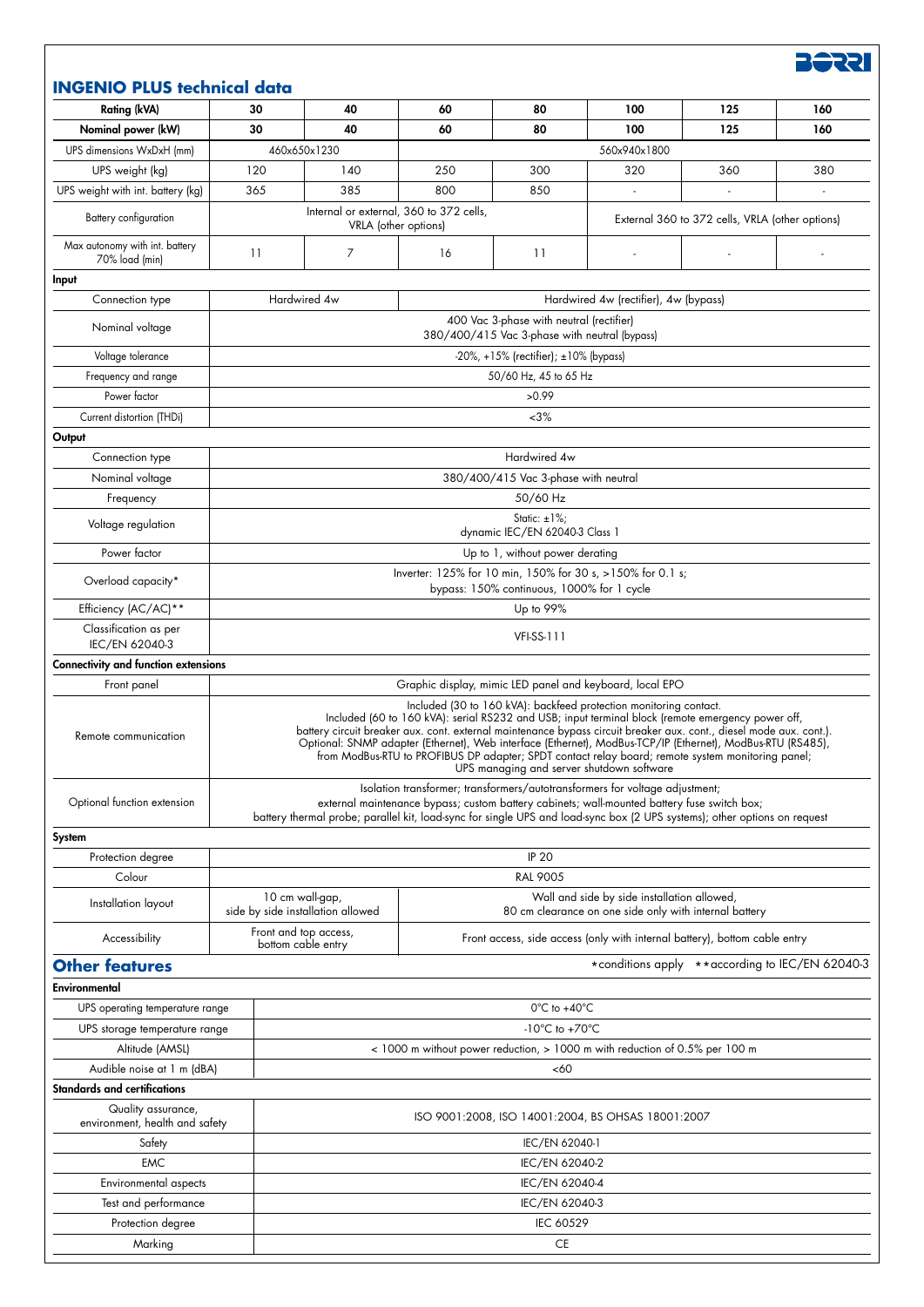## INGENIO PLUS technical data

| Rating (kVA) | 30 | 40 | 60 | 80 | 100 | 125 | 160 |
|---|---|---|---|---|---|---|---|
| Nominal power (kW) | 30 | 40 | 60 | 80 | 100 | 125 | 160 |
| UPS dimensions WxDxH (mm) | 460x650x1230 | | 560x940x1800 | | | | |
| UPS weight (kg) | 120 | 140 | 250 | 300 | 320 | 360 | 380 |
| UPS weight with int. battery (kg) | 365 | 385 | 800 | 850 | - | - | - |
| Battery configuration | Internal or external, 360 to 372 cells, VRLA (other options) | | | | External 360 to 372 cells, VRLA (other options) | | |
| Max autonomy with int. battery 70% load (min) | 11 | 7 | 16 | 11 | - | - | - |
| **Input** | | | | | | | |
| Connection type | Hardwired 4w | | Hardwired 4w (rectifier), 4w (bypass) | | | | |
| Nominal voltage | 400 Vac 3-phase with neutral (rectifier) 380/400/415 Vac 3-phase with neutral (bypass) | | | | | | |
| Voltage tolerance | -20%, +15% (rectifier); ±10% (bypass) | | | | | | |
| Frequency and range | 50/60 Hz, 45 to 65 Hz | | | | | | |
| Power factor | >0.99 | | | | | | |
| Current distortion (THDi) | <3% | | | | | | |
| **Output** | | | | | | | |
| Connection type | Hardwired 4w | | | | | | |
| Nominal voltage | 380/400/415 Vac 3-phase with neutral | | | | | | |
| Frequency | 50/60 Hz | | | | | | |
| Voltage regulation | Static: ±1%; dynamic IEC/EN 62040-3 Class 1 | | | | | | |
| Power factor | Up to 1, without power derating | | | | | | |
| Overload capacity* | Inverter: 125% for 10 min, 150% for 30 s, >150% for 0.1 s; bypass: 150% continuous, 1000% for 1 cycle | | | | | | |
| Efficiency (AC/AC)** | Up to 99% | | | | | | |
| Classification as per IEC/EN 62040-3 | VFI-SS-111 | | | | | | |
| **Connectivity and function extensions** | | | | | | | |
| Front panel | Graphic display, mimic LED panel and keyboard, local EPO | | | | | | |
| Remote communication | Included (30 to 160 kVA): backfeed protection monitoring contact. Included (60 to 160 kVA): serial RS232 and USB; input terminal block (remote emergency power off, battery circuit breaker aux. cont. external maintenance bypass circuit breaker aux. cont., diesel mode aux. cont.). Optional: SNMP adapter (Ethernet), Web interface (Ethernet), ModBus-TCP/IP (Ethernet), ModBus-RTU (RS485), from ModBus-RTU to PROFIBUS DP adapter; SPDT contact relay board; remote system monitoring panel; UPS managing and server shutdown software | | | | | | |
| Optional function extension | Isolation transformer; transformers/autotransformers for voltage adjustment; external maintenance bypass; custom battery cabinets; wall-mounted battery fuse switch box; battery thermal probe; parallel kit, load-sync for single UPS and load-sync box (2 UPS systems); other options on request | | | | | | |
| **System** | | | | | | | |
| Protection degree | IP 20 | | | | | | |
| Colour | RAL 9005 | | | | | | |
| Installation layout | 10 cm wall-gap, side by side installation allowed | | Wall and side by side installation allowed, 80 cm clearance on one side only with internal battery | | | | |
| Accessibility | Front and top access, bottom cable entry | | Front access, side access (only with internal battery), bottom cable entry | | | | |

*conditions apply **according to IEC/EN 62040-3

## Other features

| **Environmental** | |
|---|---|
| UPS operating temperature range | 0°C to +40°C |
| UPS storage temperature range | -10°C to +70°C |
| Altitude (AMSL) | < 1000 m without power reduction, > 1000 m with reduction of 0.5% per 100 m |
| Audible noise at 1 m (dBA) | <60 |
| **Standards and certifications** | |
| Quality assurance, environment, health and safety | ISO 9001:2008, ISO 14001:2004, BS OHSAS 18001:2007 |
| Safety | IEC/EN 62040-1 |
| EMC | IEC/EN 62040-2 |
| Environmental aspects | IEC/EN 62040-4 |
| Test and performance | IEC/EN 62040-3 |
| Protection degree | IEC 60529 |
| Marking | CE |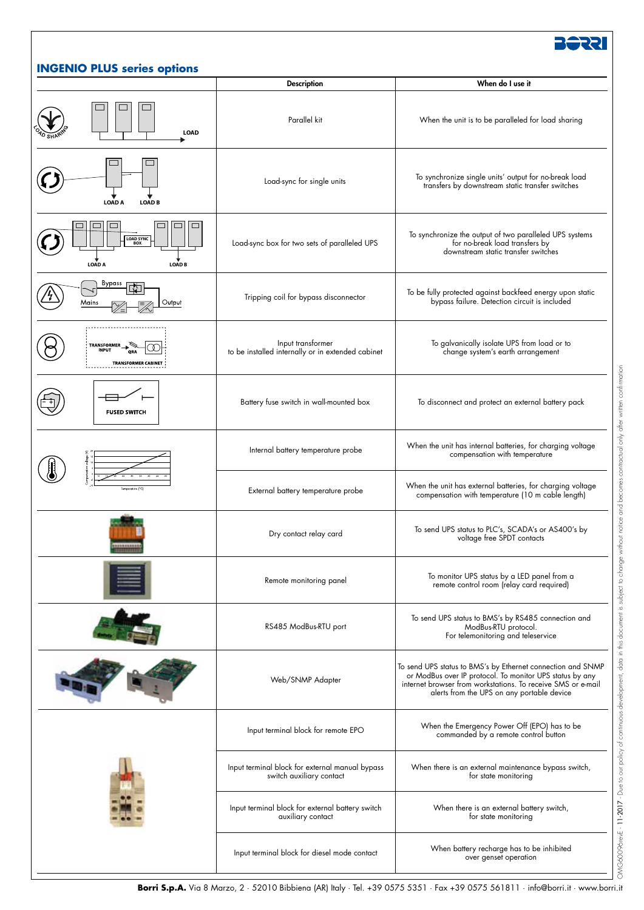## INGENIO PLUS series options

| | Description | When do I use it |
|---|---|---|
| | Parallel kit | When the unit is to be paralleled for load sharing |
| | Load-sync for single units | To synchronize single units' output for no-break load transfers by downstream static transfer switches |
| | Load-sync box for two sets of paralleled UPS | To synchronize the output of two paralleled UPS systems for no-break load transfers by downstream static transfer switches |
| | Tripping coil for bypass disconnector | To be fully protected against backfeed energy upon static bypass failure. Detection circuit is included |
| | Input transformer to be installed internally or in extended cabinet | To galvanically isolate UPS from load or to change system's earth arrangement |
| | Battery fuse switch in wall-mounted box | To disconnect and protect an external battery pack |
| | Internal battery temperature probe | When the unit has internal batteries, for charging voltage compensation with temperature |
| | External battery temperature probe | When the unit has external batteries, for charging voltage compensation with temperature (10 m cable length) |
| | Dry contact relay card | To send UPS status to PLC's, SCADA's or AS400's by voltage free SPDT contacts |
| | Remote monitoring panel | To monitor UPS status by a LED panel from a remote control room (relay card required) |
| | RS485 ModBus-RTU port | To send UPS status to BMS's by RS485 connection and ModBus-RTU protocol. For telemonitoring and teleservice |
| | Web/SNMP Adapter | To send UPS status to BMS's by Ethernet connection and SNMP or ModBus over IP protocol. To monitor UPS status by any internet browser from workstations. To receive SMS or e-mail alerts from the UPS on any portable device |
| | Input terminal block for remote EPO | When the Emergency Power Off (EPO) has to be commanded by a remote control button |
| | Input terminal block for external manual bypass switch auxiliary contact | When there is an external maintenance bypass switch, for state monitoring |
| | Input terminal block for external battery switch auxiliary contact | When there is an external battery switch, for state monitoring |
| | Input terminal block for diesel mode contact | When battery recharge has to be inhibited over genset operation |

OMG60096revE - 11-2017 - Due to our policy of continuous development, data in this document is subject to change without notice and becomes contractual only after written confirmation

**Borri S.p.A.** Via 8 Marzo, 2 · 52010 Bibbiena (AR) Italy · Tel. +39 0575 5351 · Fax +39 0575 561811 · info@borri.it · www.borri.it